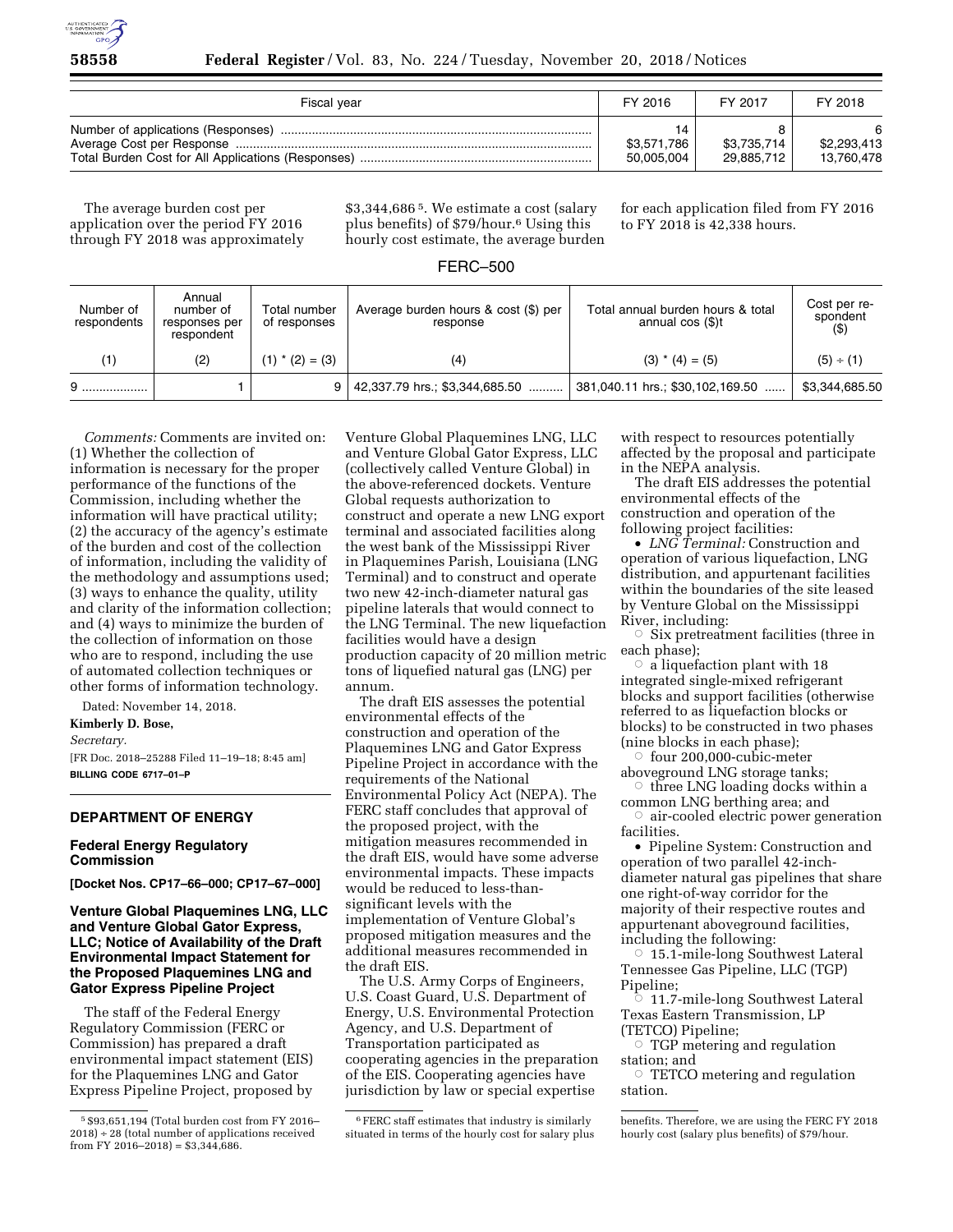| Fiscal year | FY 2016 | FY 2017 | FY 2018 |
|---|---|---|---|
| Number of applications (Responses) | 14 | 8 | 6 |
| Average Cost per Response | $3,571,786 | $3,735,714 | $2,293,413 |
| Total Burden Cost for All Applications (Responses) | 50,005,004 | 29,885,712 | 13,760,478 |

The average burden cost per application over the period FY 2016 through FY 2018 was approximately $3,344,686 [5]. We estimate a cost (salary plus benefits) of $79/hour.[6] Using this hourly cost estimate, the average burden for each application filed from FY 2016 to FY 2018 is 42,338 hours.

FERC–500

| Number of respondents | Annual number of responses per respondent | Total number of responses | Average burden hours & cost ($) per response | Total annual burden hours & total annual cos ($)t | Cost per respondent ($) |
|---|---|---|---|---|---|
| (1) | (2) | (1) * (2) = (3) | (4) | (3) * (4) = (5) | (5) ÷ (1) |
| 9 | 1 | 9 | 42,337.79 hrs.; $3,344,685.50 | 381,040.11 hrs.; $30,102,169.50 | $3,344,685.50 |

*Comments:* Comments are invited on: (1) Whether the collection of information is necessary for the proper performance of the functions of the Commission, including whether the information will have practical utility; (2) the accuracy of the agency's estimate of the burden and cost of the collection of information, including the validity of the methodology and assumptions used; (3) ways to enhance the quality, utility and clarity of the information collection; and (4) ways to minimize the burden of the collection of information on those who are to respond, including the use of automated collection techniques or other forms of information technology.

Dated: November 14, 2018.

**Kimberly D. Bose,**

*Secretary.*

[FR Doc. 2018–25288 Filed 11–19–18; 8:45 am]

**BILLING CODE 6717–01–P**

## DEPARTMENT OF ENERGY

### Federal Energy Regulatory Commission

**[Docket Nos. CP17–66–000; CP17–67–000]**

### Venture Global Plaquemines LNG, LLC and Venture Global Gator Express, LLC; Notice of Availability of the Draft Environmental Impact Statement for the Proposed Plaquemines LNG and Gator Express Pipeline Project

The staff of the Federal Energy Regulatory Commission (FERC or Commission) has prepared a draft environmental impact statement (EIS) for the Plaquemines LNG and Gator Express Pipeline Project, proposed by Venture Global Plaquemines LNG, LLC and Venture Global Gator Express, LLC (collectively called Venture Global) in the above-referenced dockets. Venture Global requests authorization to construct and operate a new LNG export terminal and associated facilities along the west bank of the Mississippi River in Plaquemines Parish, Louisiana (LNG Terminal) and to construct and operate two new 42-inch-diameter natural gas pipeline laterals that would connect to the LNG Terminal. The new liquefaction facilities would have a design production capacity of 20 million metric tons of liquefied natural gas (LNG) per annum.

The draft EIS assesses the potential environmental effects of the construction and operation of the Plaquemines LNG and Gator Express Pipeline Project in accordance with the requirements of the National Environmental Policy Act (NEPA). The FERC staff concludes that approval of the proposed project, with the mitigation measures recommended in the draft EIS, would have some adverse environmental impacts. These impacts would be reduced to less-than-significant levels with the implementation of Venture Global's proposed mitigation measures and the additional measures recommended in the draft EIS.

The U.S. Army Corps of Engineers, U.S. Coast Guard, U.S. Department of Energy, U.S. Environmental Protection Agency, and U.S. Department of Transportation participated as cooperating agencies in the preparation of the EIS. Cooperating agencies have jurisdiction by law or special expertise with respect to resources potentially affected by the proposal and participate in the NEPA analysis.

The draft EIS addresses the potential environmental effects of the construction and operation of the following project facilities:

- *LNG Terminal:* Construction and operation of various liquefaction, LNG distribution, and appurtenant facilities within the boundaries of the site leased by Venture Global on the Mississippi River, including:
  - Six pretreatment facilities (three in each phase);
  - a liquefaction plant with 18 integrated single-mixed refrigerant blocks and support facilities (otherwise referred to as liquefaction blocks or blocks) to be constructed in two phases (nine blocks in each phase);
  - four 200,000-cubic-meter aboveground LNG storage tanks;
  - three LNG loading docks within a common LNG berthing area; and
  - air-cooled electric power generation facilities.
- Pipeline System: Construction and operation of two parallel 42-inch-diameter natural gas pipelines that share one right-of-way corridor for the majority of their respective routes and appurtenant aboveground facilities, including the following:
  - 15.1-mile-long Southwest Lateral Tennessee Gas Pipeline, LLC (TGP) Pipeline;
  - 11.7-mile-long Southwest Lateral Texas Eastern Transmission, LP (TETCO) Pipeline;
  - TGP metering and regulation station; and
  - TETCO metering and regulation station.

[5] $93,651,194 (Total burden cost from FY 2016–2018) ÷ 28 (total number of applications received from FY 2016–2018) = $3,344,686.

[6] FERC staff estimates that industry is similarly situated in terms of the hourly cost for salary plus benefits. Therefore, we are using the FERC FY 2018 hourly cost (salary plus benefits) of $79/hour.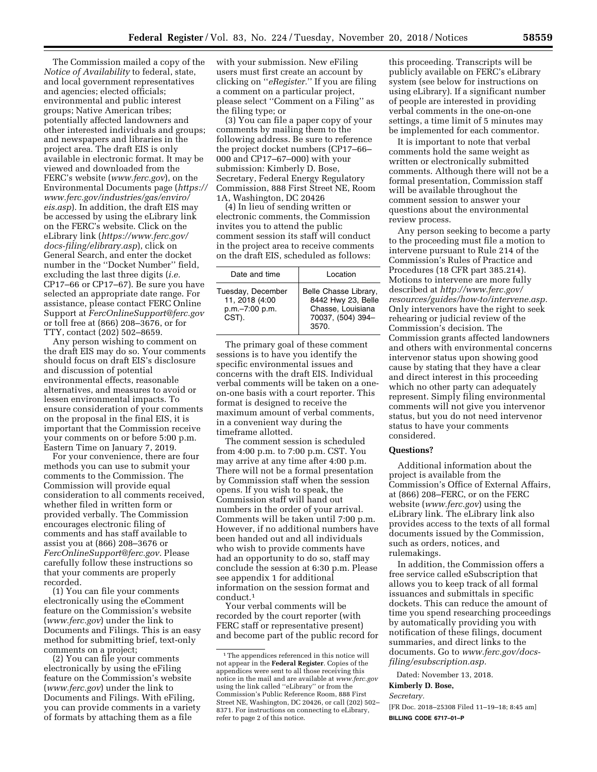The Commission mailed a copy of the *Notice of Availability* to federal, state, and local government representatives and agencies; elected officials; environmental and public interest groups; Native American tribes; potentially affected landowners and other interested individuals and groups; and newspapers and libraries in the project area. The draft EIS is only available in electronic format. It may be viewed and downloaded from the FERC's website (*www.ferc.gov*), on the Environmental Documents page (*https://www.ferc.gov/industries/gas/enviro/eis.asp*). In addition, the draft EIS may be accessed by using the eLibrary link on the FERC's website. Click on the eLibrary link (*https://www.ferc.gov/docs-filing/elibrary.asp*), click on General Search, and enter the docket number in the ''Docket Number'' field, excluding the last three digits (*i.e.* CP17–66 or CP17–67). Be sure you have selected an appropriate date range. For assistance, please contact FERC Online Support at *FercOnlineSupport@ferc.gov* or toll free at (866) 208–3676, or for TTY, contact (202) 502–8659.

Any person wishing to comment on the draft EIS may do so. Your comments should focus on draft EIS's disclosure and discussion of potential environmental effects, reasonable alternatives, and measures to avoid or lessen environmental impacts. To ensure consideration of your comments on the proposal in the final EIS, it is important that the Commission receive your comments on or before 5:00 p.m. Eastern Time on January 7, 2019.

For your convenience, there are four methods you can use to submit your comments to the Commission. The Commission will provide equal consideration to all comments received, whether filed in written form or provided verbally. The Commission encourages electronic filing of comments and has staff available to assist you at (866) 208–3676 or *FercOnlineSupport@ferc.gov.* Please carefully follow these instructions so that your comments are properly recorded.

(1) You can file your comments electronically using the eComment feature on the Commission's website (*www.ferc.gov*) under the link to Documents and Filings. This is an easy method for submitting brief, text-only comments on a project;

(2) You can file your comments electronically by using the eFiling feature on the Commission's website (*www.ferc.gov*) under the link to Documents and Filings. With eFiling, you can provide comments in a variety of formats by attaching them as a file with your submission. New eFiling users must first create an account by clicking on ''*eRegister.*'' If you are filing a comment on a particular project, please select ''Comment on a Filing'' as the filing type; or

(3) You can file a paper copy of your comments by mailing them to the following address. Be sure to reference the project docket numbers (CP17–66–000 and CP17–67–000) with your submission: Kimberly D. Bose, Secretary, Federal Energy Regulatory Commission, 888 First Street NE, Room 1A, Washington, DC 20426

(4) In lieu of sending written or electronic comments, the Commission invites you to attend the public comment session its staff will conduct in the project area to receive comments on the draft EIS, scheduled as follows:

| Date and time | Location |
|---|---|
| Tuesday, December 11, 2018 (4:00 p.m.–7:00 p.m. CST). | Belle Chasse Library, 8442 Hwy 23, Belle Chasse, Louisiana 70037, (504) 394–3570. |

The primary goal of these comment sessions is to have you identify the specific environmental issues and concerns with the draft EIS. Individual verbal comments will be taken on a one-on-one basis with a court reporter. This format is designed to receive the maximum amount of verbal comments, in a convenient way during the timeframe allotted.

The comment session is scheduled from 4:00 p.m. to 7:00 p.m. CST. You may arrive at any time after 4:00 p.m. There will not be a formal presentation by Commission staff when the session opens. If you wish to speak, the Commission staff will hand out numbers in the order of your arrival. Comments will be taken until 7:00 p.m. However, if no additional numbers have been handed out and all individuals who wish to provide comments have had an opportunity to do so, staff may conclude the session at 6:30 p.m. Please see appendix 1 for additional information on the session format and conduct.[1]

Your verbal comments will be recorded by the court reporter (with FERC staff or representative present) and become part of the public record for this proceeding. Transcripts will be publicly available on FERC's eLibrary system (see below for instructions on using eLibrary). If a significant number of people are interested in providing verbal comments in the one-on-one settings, a time limit of 5 minutes may be implemented for each commentor.

It is important to note that verbal comments hold the same weight as written or electronically submitted comments. Although there will not be a formal presentation, Commission staff will be available throughout the comment session to answer your questions about the environmental review process.

Any person seeking to become a party to the proceeding must file a motion to intervene pursuant to Rule 214 of the Commission's Rules of Practice and Procedures (18 CFR part 385.214). Motions to intervene are more fully described at *http://www.ferc.gov/resources/guides/how-to/intervene.asp.* Only intervenors have the right to seek rehearing or judicial review of the Commission's decision. The Commission grants affected landowners and others with environmental concerns intervenor status upon showing good cause by stating that they have a clear and direct interest in this proceeding which no other party can adequately represent. Simply filing environmental comments will not give you intervenor status, but you do not need intervenor status to have your comments considered.

**Questions?**

Additional information about the project is available from the Commission's Office of External Affairs, at (866) 208–FERC, or on the FERC website (*www.ferc.gov*) using the eLibrary link. The eLibrary link also provides access to the texts of all formal documents issued by the Commission, such as orders, notices, and rulemakings.

In addition, the Commission offers a free service called eSubscription that allows you to keep track of all formal issuances and submittals in specific dockets. This can reduce the amount of time you spend researching proceedings by automatically providing you with notification of these filings, document summaries, and direct links to the documents. Go to *www.ferc.gov/docs-filing/esubscription.asp.*

Dated: November 13, 2018.

**Kimberly D. Bose,**

*Secretary.*

[FR Doc. 2018–25308 Filed 11–19–18; 8:45 am]

**BILLING CODE 6717–01–P**

---

[1] The appendices referenced in this notice will not appear in the **Federal Register**. Copies of the appendices were sent to all those receiving this notice in the mail and are available at *www.ferc.gov* using the link called ''eLibrary'' or from the Commission's Public Reference Room, 888 First Street NE, Washington, DC 20426, or call (202) 502–8371. For instructions on connecting to eLibrary, refer to page 2 of this notice.